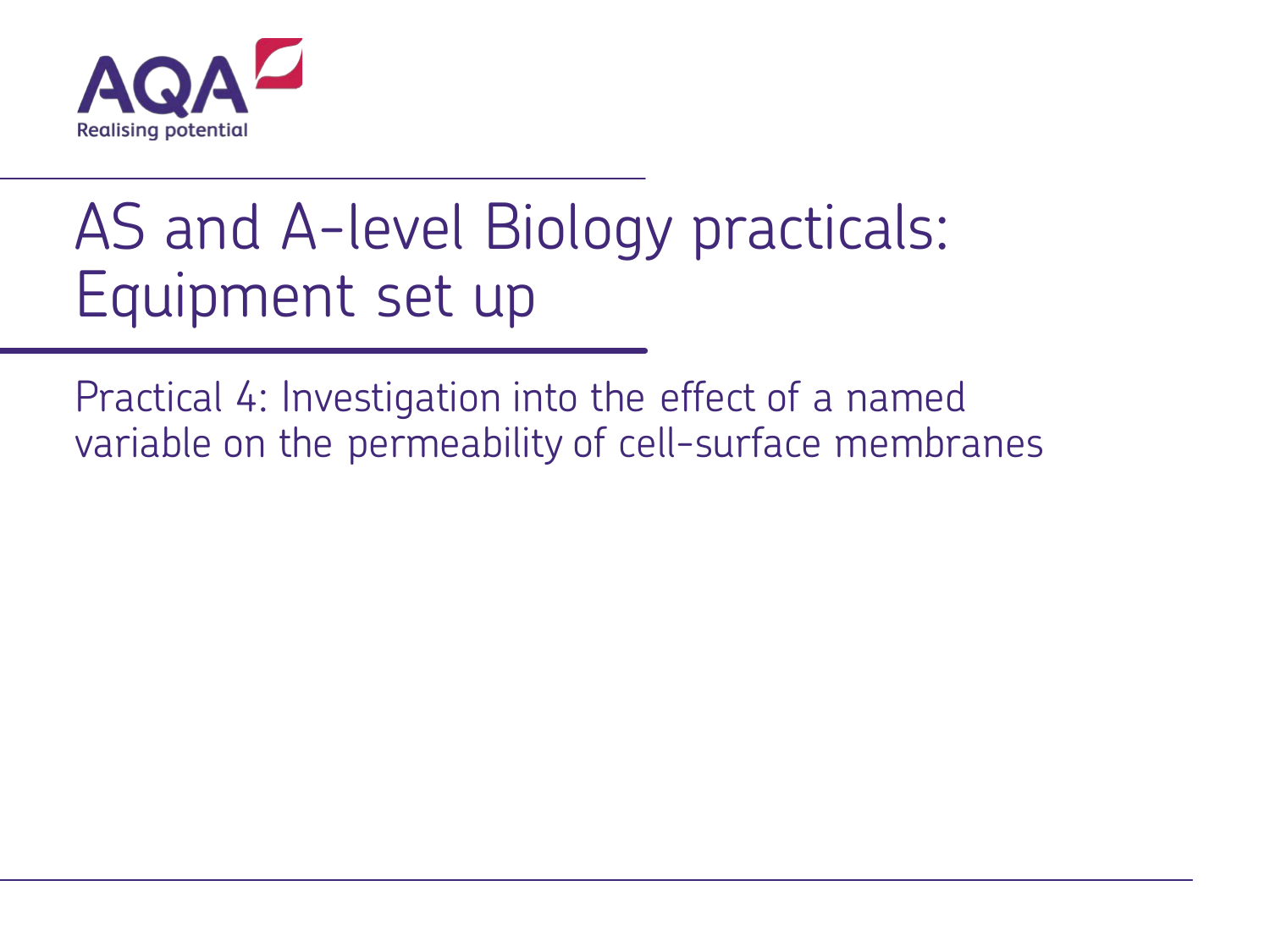AQA
Realising potential

# AS and A-level Biology practicals: Equipment set up

## Practical 4: Investigation into the effect of a named variable on the permeability of cell-surface membranes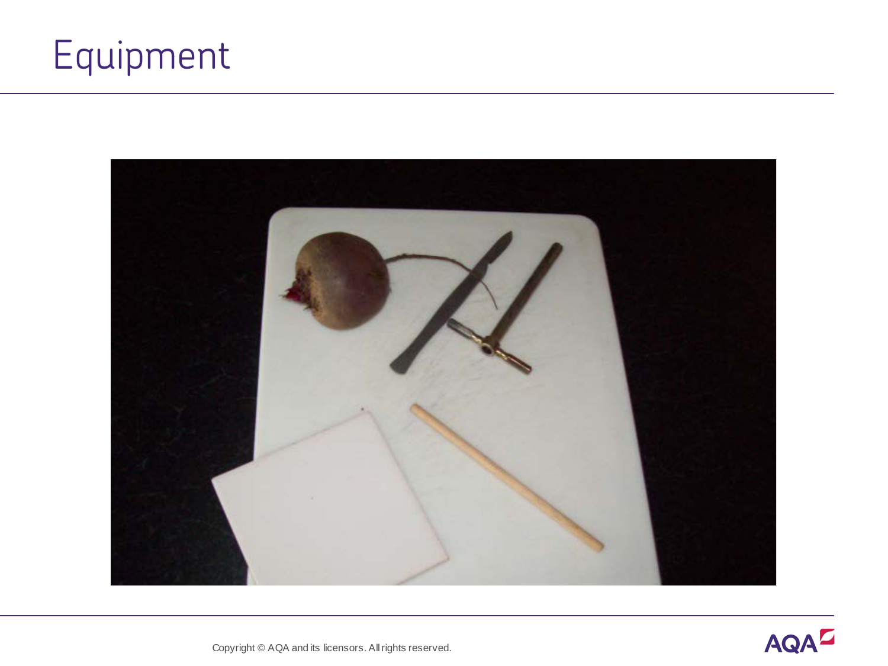# Equipment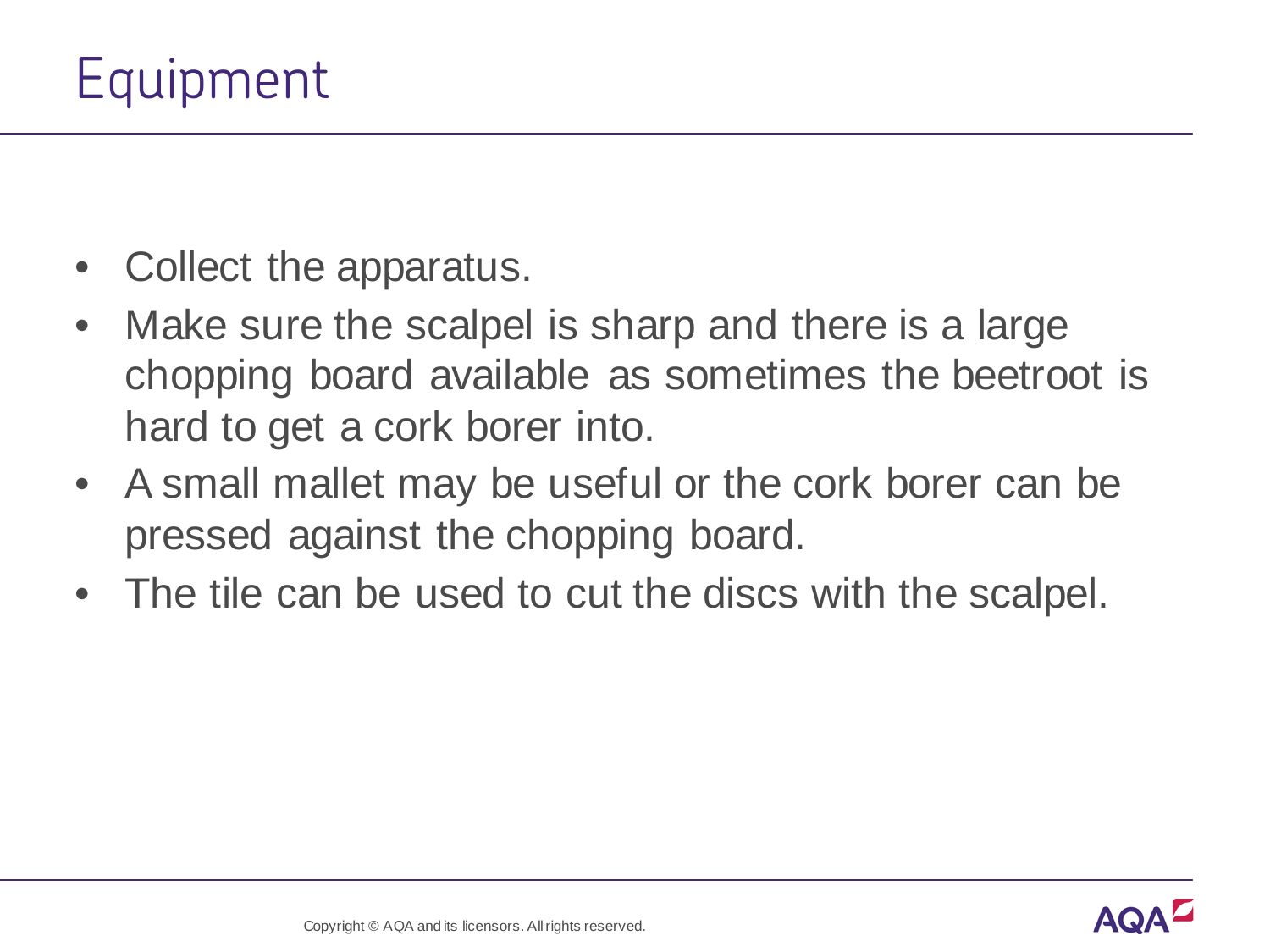# Equipment

- Collect the apparatus.
- Make sure the scalpel is sharp and there is a large chopping board available as sometimes the beetroot is hard to get a cork borer into.
- A small mallet may be useful or the cork borer can be pressed against the chopping board.
- The tile can be used to cut the discs with the scalpel.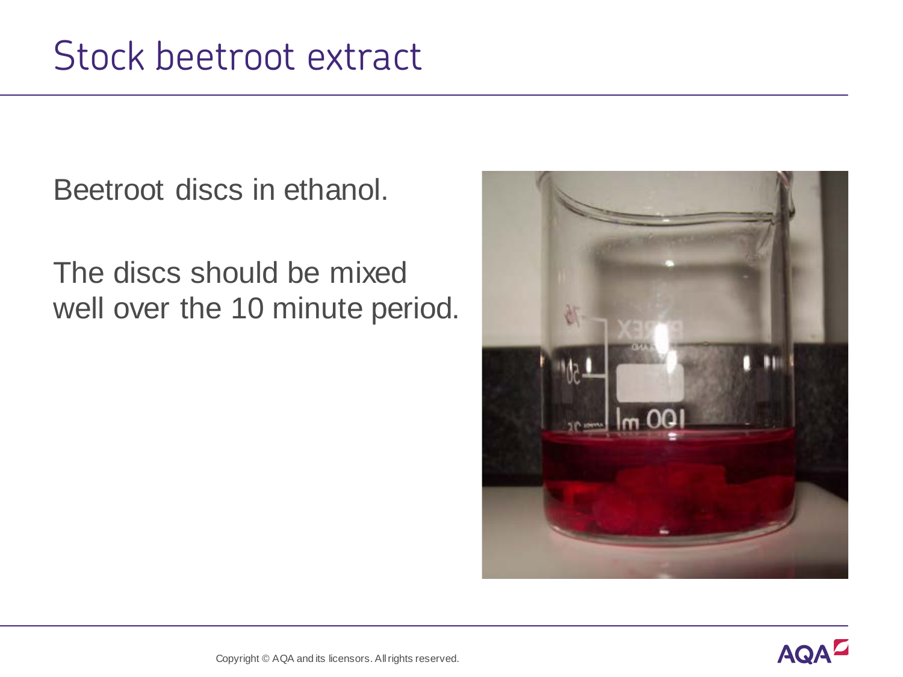# Stock beetroot extract

Beetroot discs in ethanol.

The discs should be mixed well over the 10 minute period.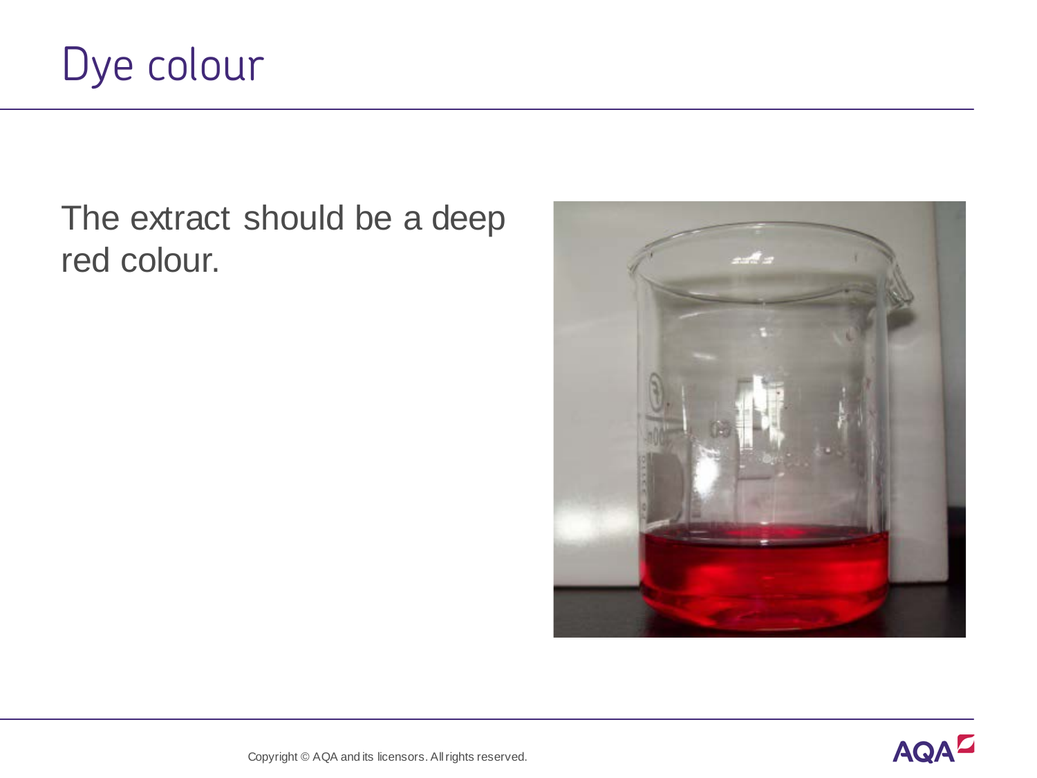# Dye colour

The extract should be a deep red colour.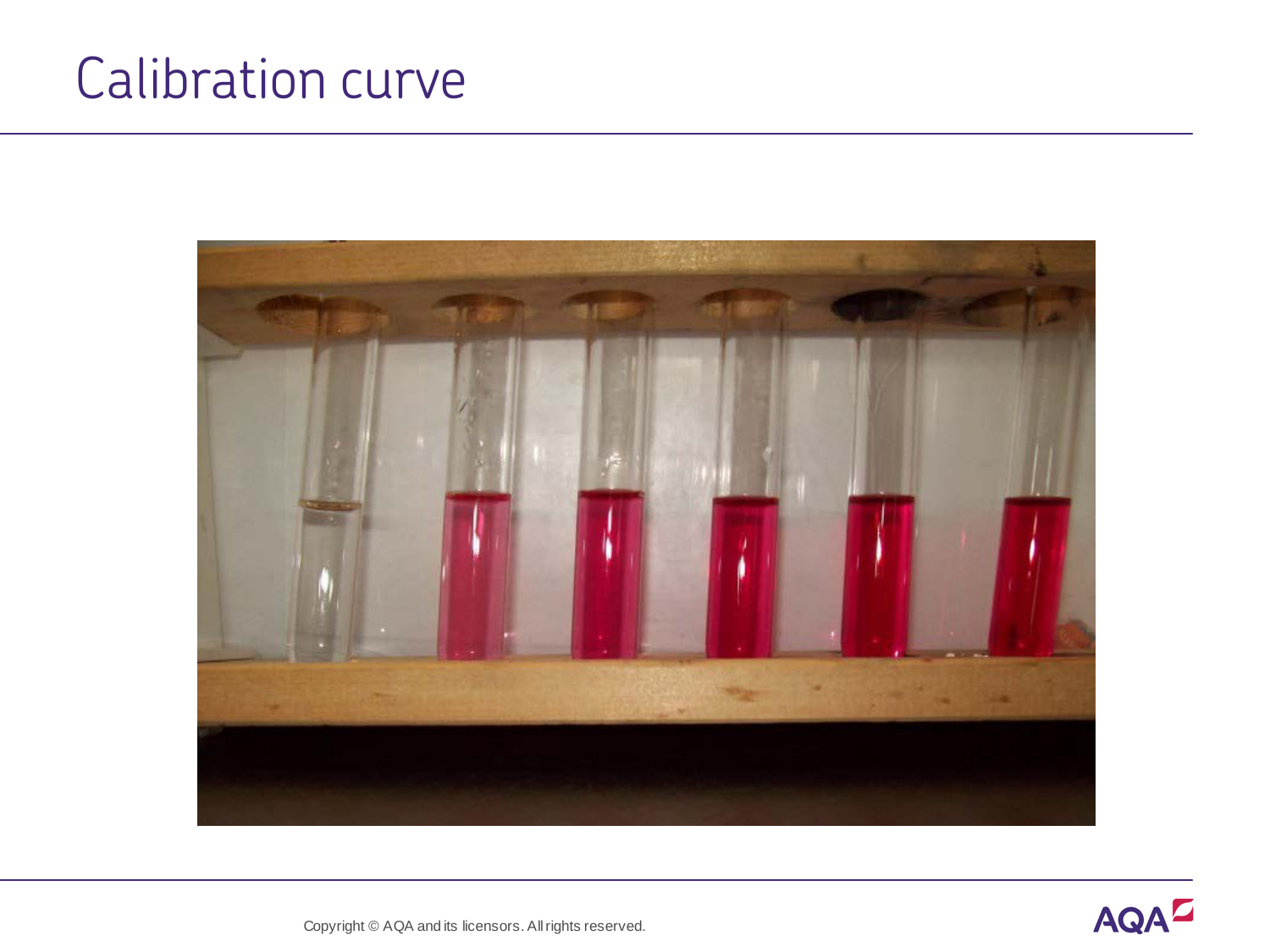# Calibration curve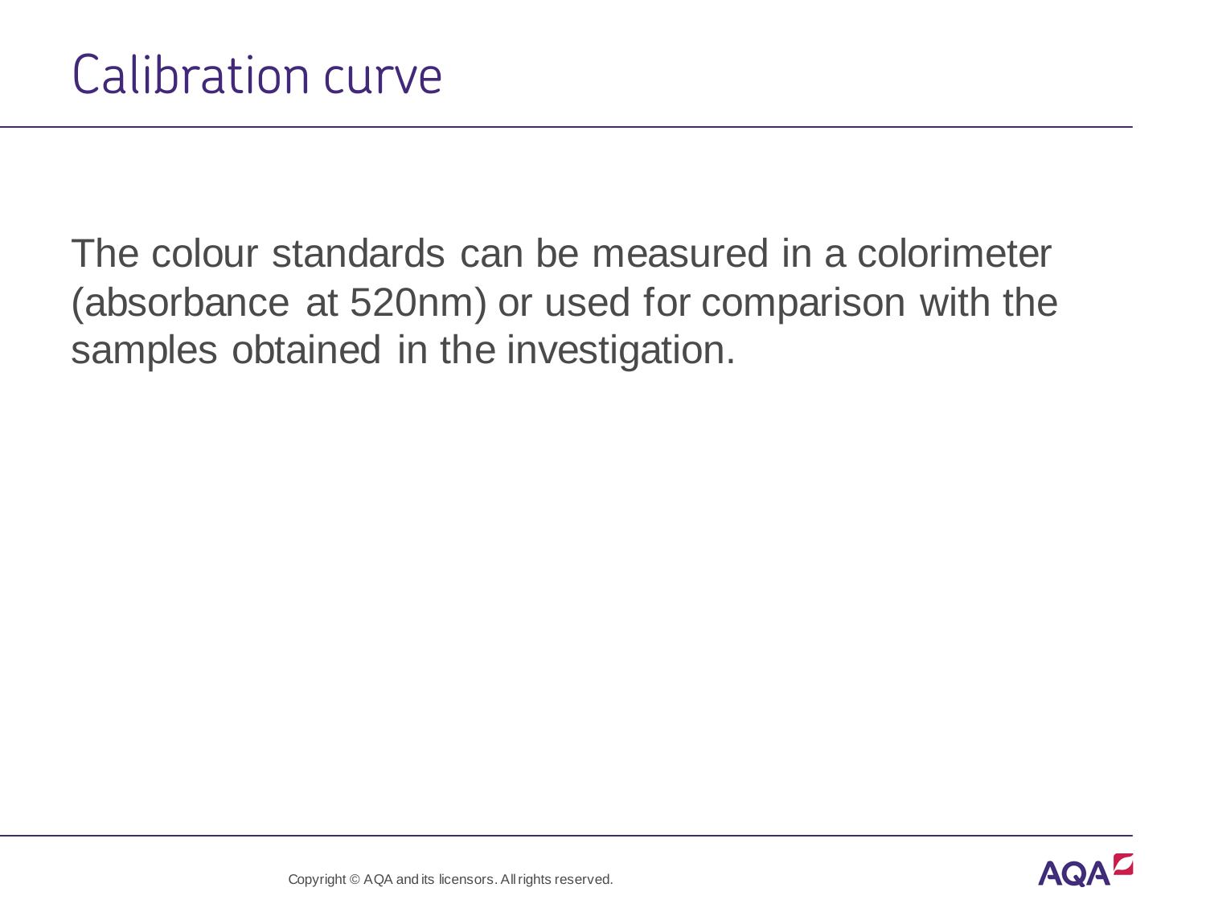# Calibration curve

The colour standards can be measured in a colorimeter (absorbance at 520nm) or used for comparison with the samples obtained in the investigation.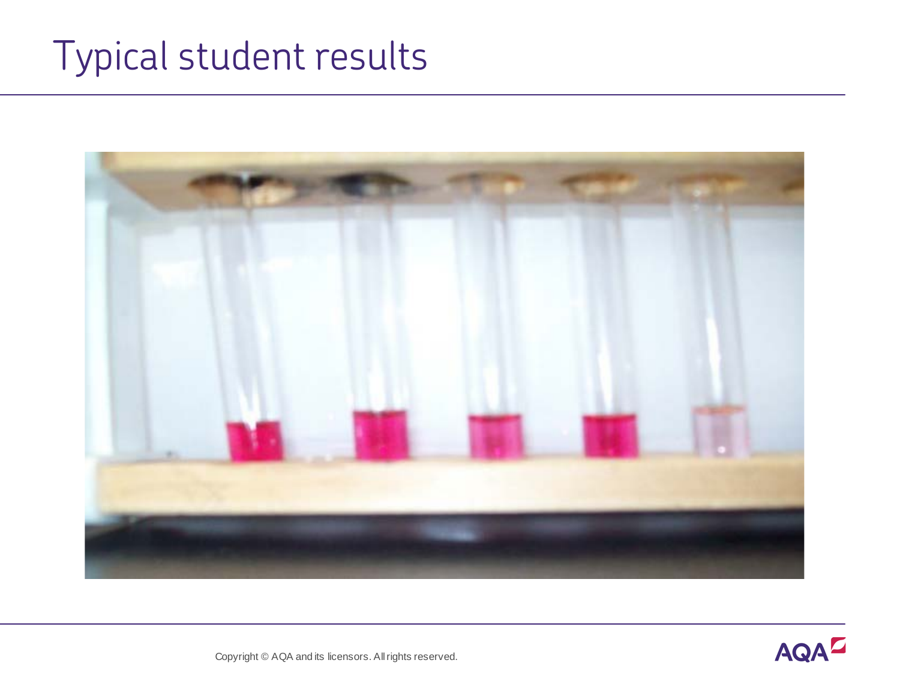# Typical student results

Copyright © AQA and its licensors. All rights reserved.